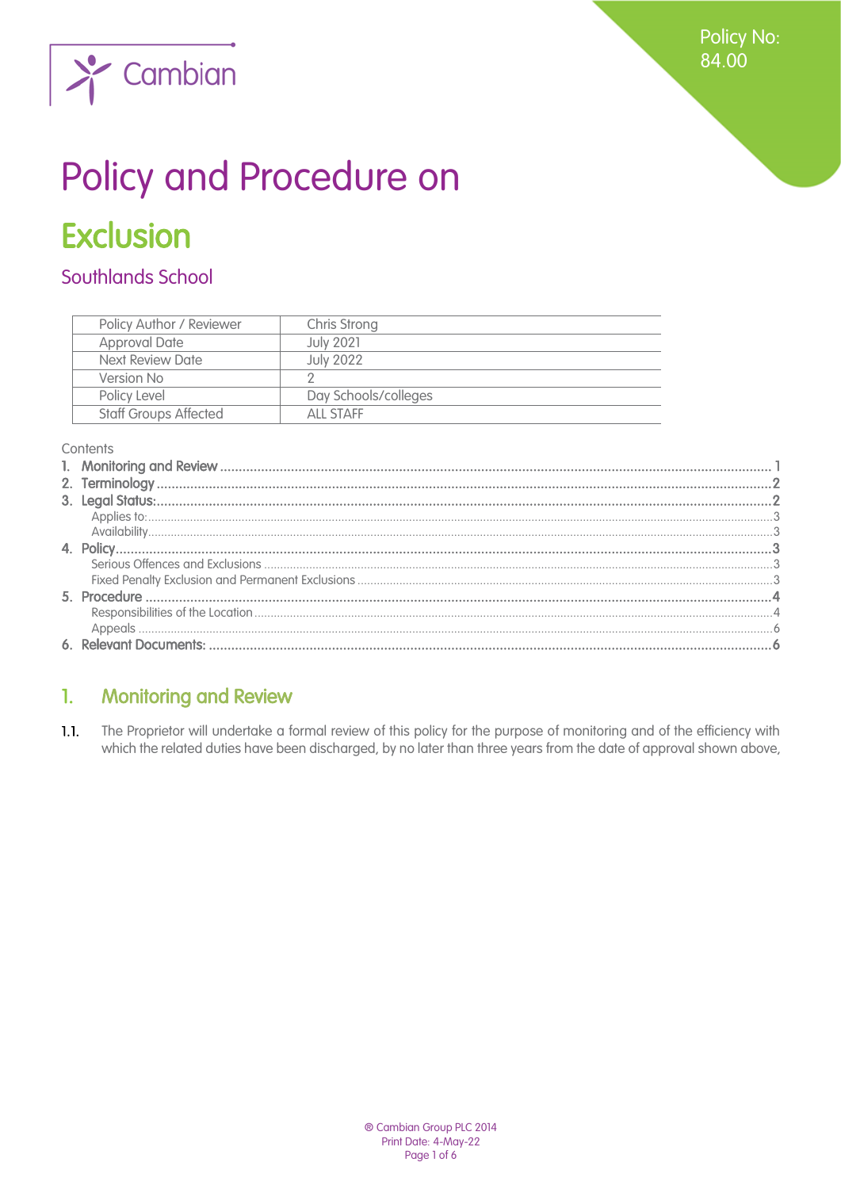Policy No: 84.00

# Policy and Procedure on

# Exclusion

## Southlands School

| Policy Author / Reviewer | Chris Strong |
|---|---|
| Approval Date | July 2021 |
| Next Review Date | July 2022 |
| Version No | 2 |
| Policy Level | Day Schools/colleges |
| Staff Groups Affected | ALL STAFF |

Contents

1. Monitoring and Review ....... 1
2. Terminology ....... 2
3. Legal Status: ....... 2
   - Applies to: ....... 3
   - Availability ....... 3
4. Policy ....... 3
   - Serious Offences and Exclusions ....... 3
   - Fixed Penalty Exclusion and Permanent Exclusions ....... 3
5. Procedure ....... 4
   - Responsibilities of the Location ....... 4
   - Appeals ....... 6
6. Relevant Documents: ....... 6

## 1. Monitoring and Review

1.1. The Proprietor will undertake a formal review of this policy for the purpose of monitoring and of the efficiency with which the related duties have been discharged, by no later than three years from the date of approval shown above,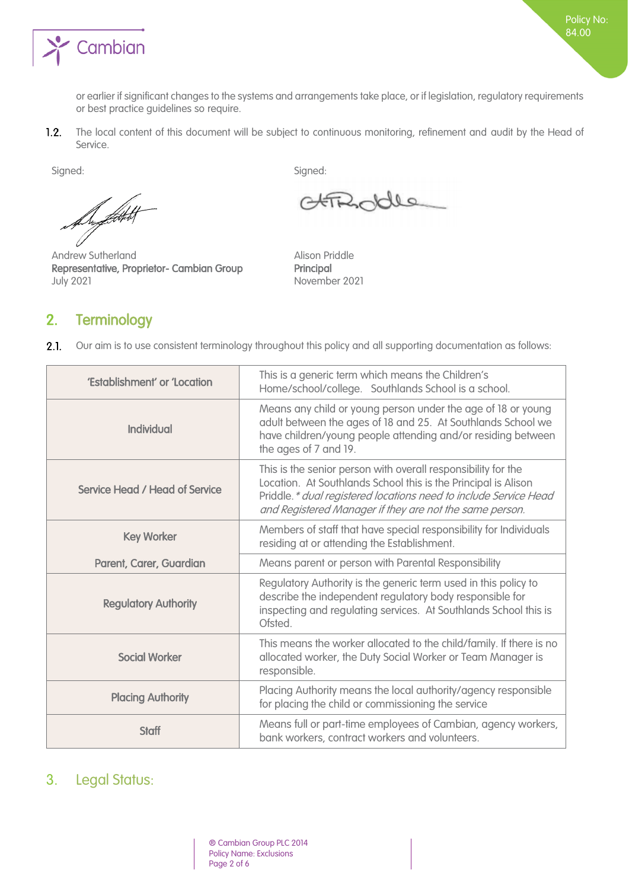or earlier if significant changes to the systems and arrangements take place, or if legislation, regulatory requirements or best practice guidelines so require.

1.2. The local content of this document will be subject to continuous monitoring, refinement and audit by the Head of Service.

Signed:

Andrew Sutherland
**Representative, Proprietor- Cambian Group**
July 2021

Signed:

Alison Priddle
**Principal**
November 2021

## 2. Terminology

2.1. Our aim is to use consistent terminology throughout this policy and all supporting documentation as follows:

| Term | Definition |
|---|---|
| 'Establishment' or 'Location | This is a generic term which means the Children's Home/school/college. Southlands School is a school. |
| Individual | Means any child or young person under the age of 18 or young adult between the ages of 18 and 25. At Southlands School we have children/young people attending and/or residing between the ages of 7 and 19. |
| Service Head / Head of Service | This is the senior person with overall responsibility for the Location. At Southlands School this is the Principal is Alison Priddle. *\* dual registered locations need to include Service Head and Registered Manager if they are not the same person.* |
| Key Worker | Members of staff that have special responsibility for Individuals residing at or attending the Establishment. |
| Parent, Carer, Guardian | Means parent or person with Parental Responsibility |
| Regulatory Authority | Regulatory Authority is the generic term used in this policy to describe the independent regulatory body responsible for inspecting and regulating services. At Southlands School this is Ofsted. |
| Social Worker | This means the worker allocated to the child/family. If there is no allocated worker, the Duty Social Worker or Team Manager is responsible. |
| Placing Authority | Placing Authority means the local authority/agency responsible for placing the child or commissioning the service |
| Staff | Means full or part-time employees of Cambian, agency workers, bank workers, contract workers and volunteers. |

## 3. Legal Status: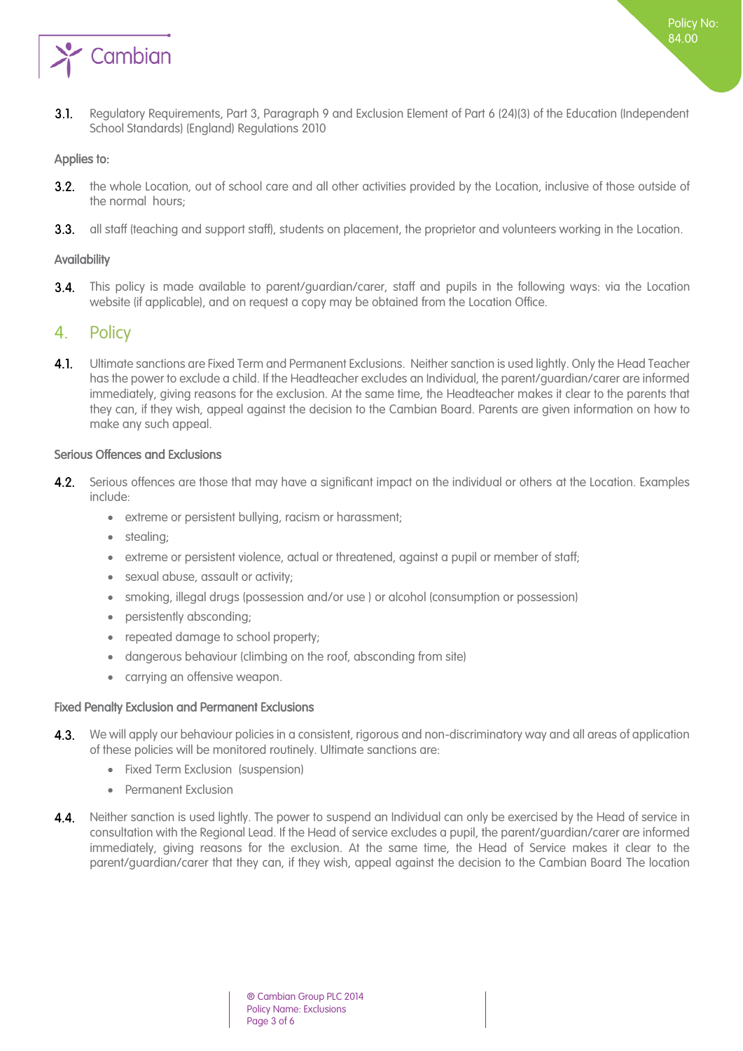3.1. Regulatory Requirements, Part 3, Paragraph 9 and Exclusion Element of Part 6 (24)(3) of the Education (Independent School Standards) (England) Regulations 2010

#### Applies to:

3.2. the whole Location, out of school care and all other activities provided by the Location, inclusive of those outside of the normal hours;

3.3. all staff (teaching and support staff), students on placement, the proprietor and volunteers working in the Location.

#### Availability

3.4. This policy is made available to parent/guardian/carer, staff and pupils in the following ways: via the Location website (if applicable), and on request a copy may be obtained from the Location Office.

## 4. Policy

4.1. Ultimate sanctions are Fixed Term and Permanent Exclusions. Neither sanction is used lightly. Only the Head Teacher has the power to exclude a child. If the Headteacher excludes an Individual, the parent/guardian/carer are informed immediately, giving reasons for the exclusion. At the same time, the Headteacher makes it clear to the parents that they can, if they wish, appeal against the decision to the Cambian Board. Parents are given information on how to make any such appeal.

#### Serious Offences and Exclusions

4.2. Serious offences are those that may have a significant impact on the individual or others at the Location. Examples include:

- extreme or persistent bullying, racism or harassment;
- stealing;
- extreme or persistent violence, actual or threatened, against a pupil or member of staff;
- sexual abuse, assault or activity;
- smoking, illegal drugs (possession and/or use ) or alcohol (consumption or possession)
- persistently absconding;
- repeated damage to school property;
- dangerous behaviour (climbing on the roof, absconding from site)
- carrying an offensive weapon.

#### Fixed Penalty Exclusion and Permanent Exclusions

4.3. We will apply our behaviour policies in a consistent, rigorous and non-discriminatory way and all areas of application of these policies will be monitored routinely. Ultimate sanctions are:

- Fixed Term Exclusion (suspension)
- Permanent Exclusion

4.4. Neither sanction is used lightly. The power to suspend an Individual can only be exercised by the Head of service in consultation with the Regional Lead. If the Head of service excludes a pupil, the parent/guardian/carer are informed immediately, giving reasons for the exclusion. At the same time, the Head of Service makes it clear to the parent/guardian/carer that they can, if they wish, appeal against the decision to the Cambian Board The location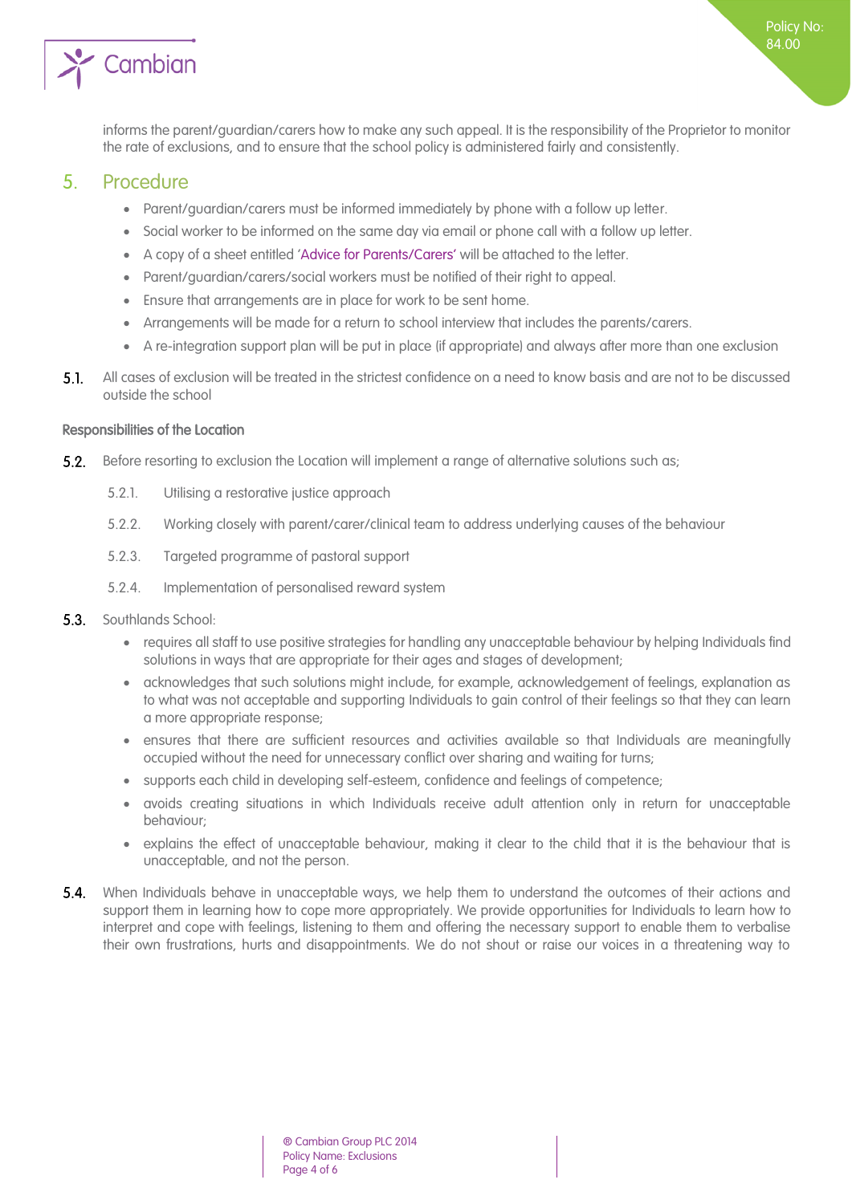informs the parent/guardian/carers how to make any such appeal. It is the responsibility of the Proprietor to monitor the rate of exclusions, and to ensure that the school policy is administered fairly and consistently.

## 5. Procedure

- Parent/guardian/carers must be informed immediately by phone with a follow up letter.
- Social worker to be informed on the same day via email or phone call with a follow up letter.
- A copy of a sheet entitled 'Advice for Parents/Carers' will be attached to the letter.
- Parent/guardian/carers/social workers must be notified of their right to appeal.
- Ensure that arrangements are in place for work to be sent home.
- Arrangements will be made for a return to school interview that includes the parents/carers.
- A re-integration support plan will be put in place (if appropriate) and always after more than one exclusion

**5.1.** All cases of exclusion will be treated in the strictest confidence on a need to know basis and are not to be discussed outside the school

**Responsibilities of the Location**

**5.2.** Before resorting to exclusion the Location will implement a range of alternative solutions such as;

5.2.1. Utilising a restorative justice approach

5.2.2. Working closely with parent/carer/clinical team to address underlying causes of the behaviour

5.2.3. Targeted programme of pastoral support

5.2.4. Implementation of personalised reward system

**5.3.** Southlands School:

- requires all staff to use positive strategies for handling any unacceptable behaviour by helping Individuals find solutions in ways that are appropriate for their ages and stages of development;
- acknowledges that such solutions might include, for example, acknowledgement of feelings, explanation as to what was not acceptable and supporting Individuals to gain control of their feelings so that they can learn a more appropriate response;
- ensures that there are sufficient resources and activities available so that Individuals are meaningfully occupied without the need for unnecessary conflict over sharing and waiting for turns;
- supports each child in developing self-esteem, confidence and feelings of competence;
- avoids creating situations in which Individuals receive adult attention only in return for unacceptable behaviour;
- explains the effect of unacceptable behaviour, making it clear to the child that it is the behaviour that is unacceptable, and not the person.

**5.4.** When Individuals behave in unacceptable ways, we help them to understand the outcomes of their actions and support them in learning how to cope more appropriately. We provide opportunities for Individuals to learn how to interpret and cope with feelings, listening to them and offering the necessary support to enable them to verbalise their own frustrations, hurts and disappointments. We do not shout or raise our voices in a threatening way to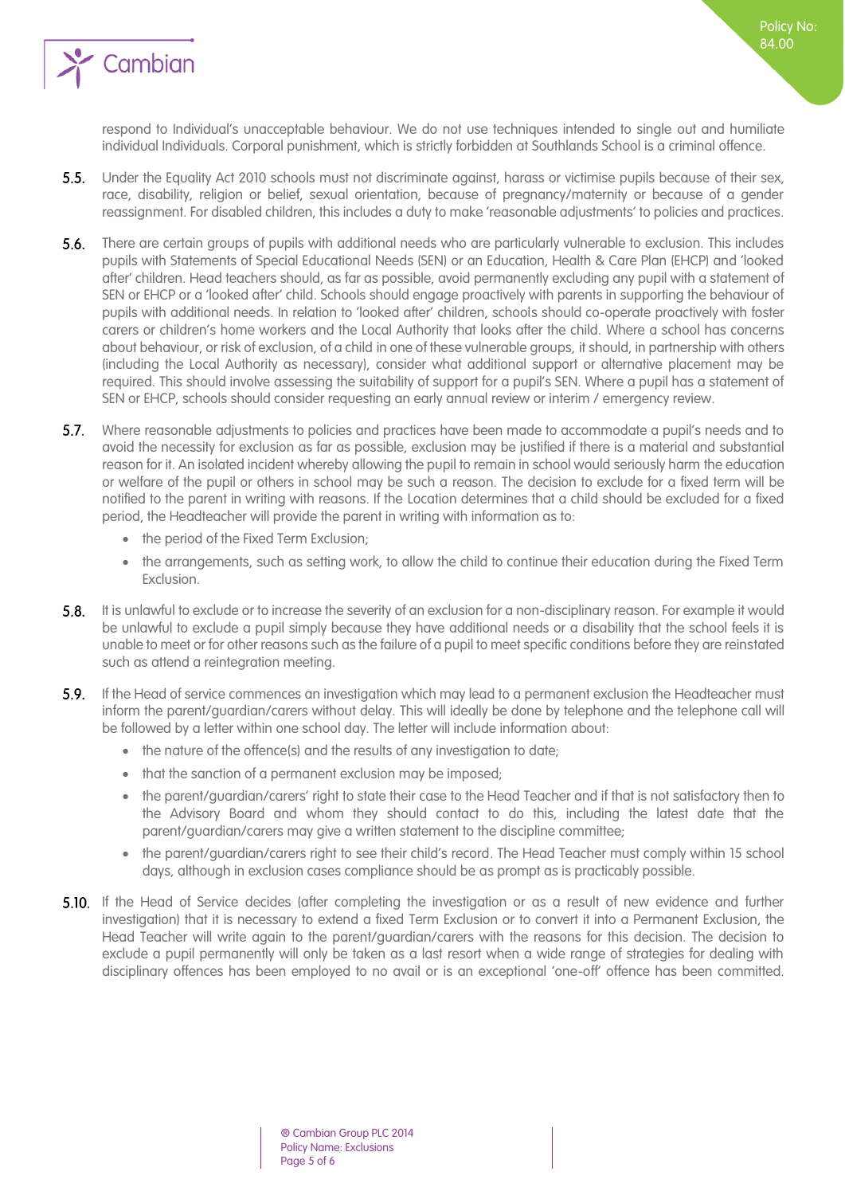respond to Individual's unacceptable behaviour. We do not use techniques intended to single out and humiliate individual Individuals. Corporal punishment, which is strictly forbidden at Southlands School is a criminal offence.

**5.5.** Under the Equality Act 2010 schools must not discriminate against, harass or victimise pupils because of their sex, race, disability, religion or belief, sexual orientation, because of pregnancy/maternity or because of a gender reassignment. For disabled children, this includes a duty to make 'reasonable adjustments' to policies and practices.

**5.6.** There are certain groups of pupils with additional needs who are particularly vulnerable to exclusion. This includes pupils with Statements of Special Educational Needs (SEN) or an Education, Health & Care Plan (EHCP) and 'looked after' children. Head teachers should, as far as possible, avoid permanently excluding any pupil with a statement of SEN or EHCP or a 'looked after' child. Schools should engage proactively with parents in supporting the behaviour of pupils with additional needs. In relation to 'looked after' children, schools should co-operate proactively with foster carers or children's home workers and the Local Authority that looks after the child. Where a school has concerns about behaviour, or risk of exclusion, of a child in one of these vulnerable groups, it should, in partnership with others (including the Local Authority as necessary), consider what additional support or alternative placement may be required. This should involve assessing the suitability of support for a pupil's SEN. Where a pupil has a statement of SEN or EHCP, schools should consider requesting an early annual review or interim / emergency review.

**5.7.** Where reasonable adjustments to policies and practices have been made to accommodate a pupil's needs and to avoid the necessity for exclusion as far as possible, exclusion may be justified if there is a material and substantial reason for it. An isolated incident whereby allowing the pupil to remain in school would seriously harm the education or welfare of the pupil or others in school may be such a reason. The decision to exclude for a fixed term will be notified to the parent in writing with reasons. If the Location determines that a child should be excluded for a fixed period, the Headteacher will provide the parent in writing with information as to:

- the period of the Fixed Term Exclusion;
- the arrangements, such as setting work, to allow the child to continue their education during the Fixed Term Exclusion.

**5.8.** It is unlawful to exclude or to increase the severity of an exclusion for a non-disciplinary reason. For example it would be unlawful to exclude a pupil simply because they have additional needs or a disability that the school feels it is unable to meet or for other reasons such as the failure of a pupil to meet specific conditions before they are reinstated such as attend a reintegration meeting.

**5.9.** If the Head of service commences an investigation which may lead to a permanent exclusion the Headteacher must inform the parent/guardian/carers without delay. This will ideally be done by telephone and the telephone call will be followed by a letter within one school day. The letter will include information about:

- the nature of the offence(s) and the results of any investigation to date;
- that the sanction of a permanent exclusion may be imposed;
- the parent/guardian/carers' right to state their case to the Head Teacher and if that is not satisfactory then to the Advisory Board and whom they should contact to do this, including the latest date that the parent/guardian/carers may give a written statement to the discipline committee;
- the parent/guardian/carers right to see their child's record. The Head Teacher must comply within 15 school days, although in exclusion cases compliance should be as prompt as is practicably possible.

**5.10.** If the Head of Service decides (after completing the investigation or as a result of new evidence and further investigation) that it is necessary to extend a fixed Term Exclusion or to convert it into a Permanent Exclusion, the Head Teacher will write again to the parent/guardian/carers with the reasons for this decision. The decision to exclude a pupil permanently will only be taken as a last resort when a wide range of strategies for dealing with disciplinary offences has been employed to no avail or is an exceptional 'one-off' offence has been committed.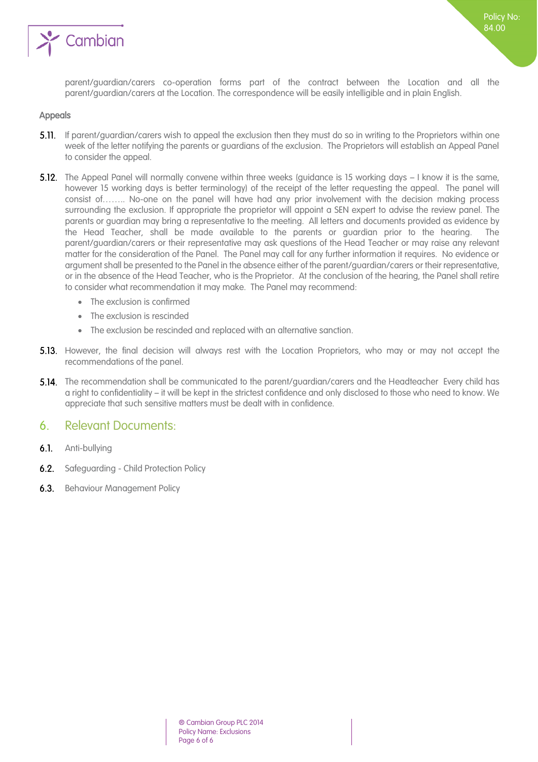parent/guardian/carers co-operation forms part of the contract between the Location and all the parent/guardian/carers at the Location. The correspondence will be easily intelligible and in plain English.

### Appeals

**5.11.** If parent/guardian/carers wish to appeal the exclusion then they must do so in writing to the Proprietors within one week of the letter notifying the parents or guardians of the exclusion. The Proprietors will establish an Appeal Panel to consider the appeal.

**5.12.** The Appeal Panel will normally convene within three weeks (guidance is 15 working days – I know it is the same, however 15 working days is better terminology) of the receipt of the letter requesting the appeal. The panel will consist of…….. No-one on the panel will have had any prior involvement with the decision making process surrounding the exclusion. If appropriate the proprietor will appoint a SEN expert to advise the review panel. The parents or guardian may bring a representative to the meeting. All letters and documents provided as evidence by the Head Teacher, shall be made available to the parents or guardian prior to the hearing. The parent/guardian/carers or their representative may ask questions of the Head Teacher or may raise any relevant matter for the consideration of the Panel. The Panel may call for any further information it requires. No evidence or argument shall be presented to the Panel in the absence either of the parent/guardian/carers or their representative, or in the absence of the Head Teacher, who is the Proprietor. At the conclusion of the hearing, the Panel shall retire to consider what recommendation it may make. The Panel may recommend:

- The exclusion is confirmed
- The exclusion is rescinded
- The exclusion be rescinded and replaced with an alternative sanction.

**5.13.** However, the final decision will always rest with the Location Proprietors, who may or may not accept the recommendations of the panel.

**5.14.** The recommendation shall be communicated to the parent/guardian/carers and the Headteacher Every child has a right to confidentiality – it will be kept in the strictest confidence and only disclosed to those who need to know. We appreciate that such sensitive matters must be dealt with in confidence.

## 6. Relevant Documents:

**6.1.** Anti-bullying

**6.2.** Safeguarding - Child Protection Policy

**6.3.** Behaviour Management Policy